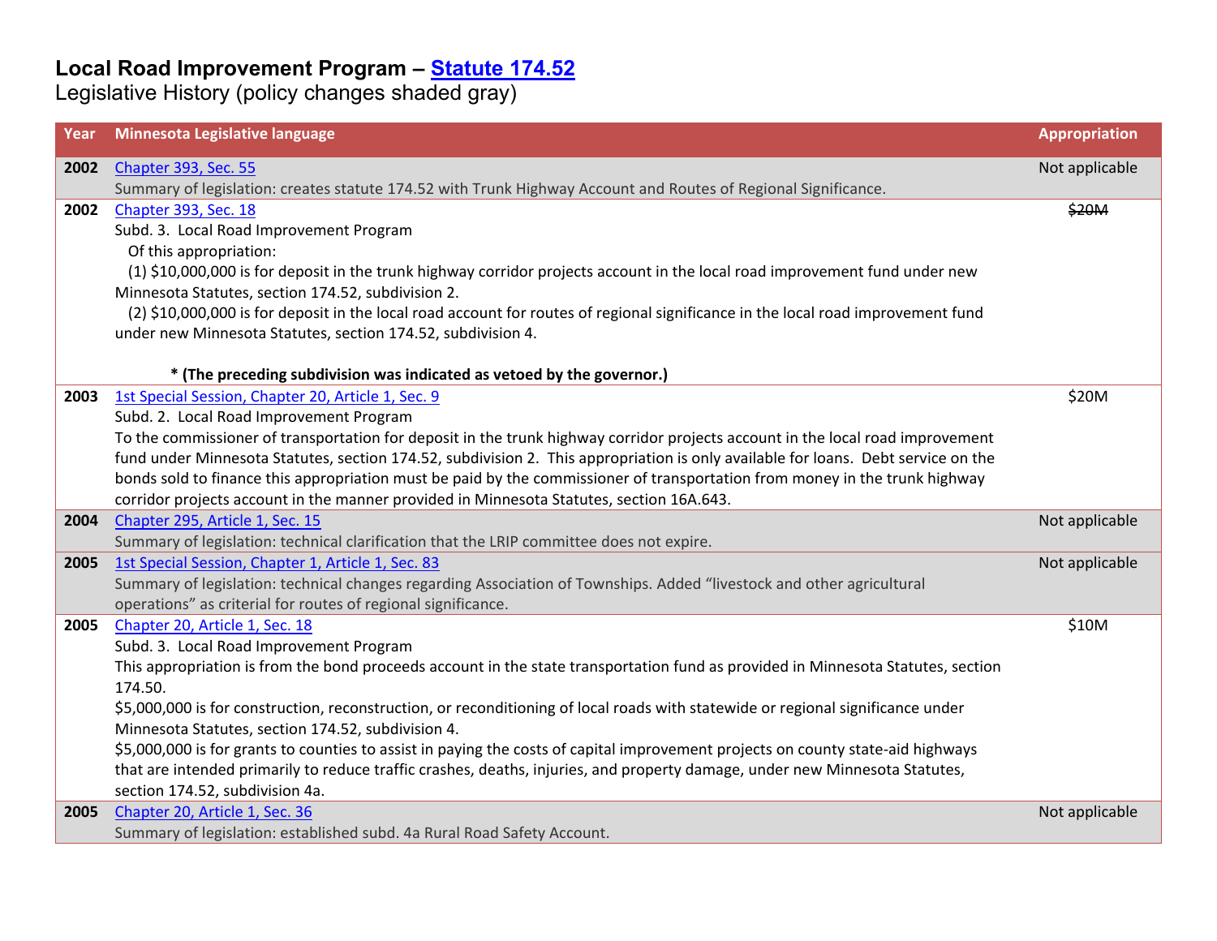# Local Road Improvement Program – Statute 174.52

Legislative History (policy changes shaded gray)

| Year | Minnesota Legislative language | Appropriation |
|---|---|---|
| 2002 | Chapter 393, Sec. 55<br>Summary of legislation: creates statute 174.52 with Trunk Highway Account and Routes of Regional Significance. | Not applicable |
| 2002 | Chapter 393, Sec. 18<br>Subd. 3. Local Road Improvement Program<br>Of this appropriation:<br>(1) $10,000,000 is for deposit in the trunk highway corridor projects account in the local road improvement fund under new Minnesota Statutes, section 174.52, subdivision 2.<br>(2) $10,000,000 is for deposit in the local road account for routes of regional significance in the local road improvement fund under new Minnesota Statutes, section 174.52, subdivision 4.<br><br>**\* (The preceding subdivision was indicated as vetoed by the governor.)** | ~~$20M~~ |
| 2003 | 1st Special Session, Chapter 20, Article 1, Sec. 9<br>Subd. 2. Local Road Improvement Program<br>To the commissioner of transportation for deposit in the trunk highway corridor projects account in the local road improvement fund under Minnesota Statutes, section 174.52, subdivision 2. This appropriation is only available for loans. Debt service on the bonds sold to finance this appropriation must be paid by the commissioner of transportation from money in the trunk highway corridor projects account in the manner provided in Minnesota Statutes, section 16A.643. | $20M |
| 2004 | Chapter 295, Article 1, Sec. 15<br>Summary of legislation: technical clarification that the LRIP committee does not expire. | Not applicable |
| 2005 | 1st Special Session, Chapter 1, Article 1, Sec. 83<br>Summary of legislation: technical changes regarding Association of Townships. Added "livestock and other agricultural operations" as criterial for routes of regional significance. | Not applicable |
| 2005 | Chapter 20, Article 1, Sec. 18<br>Subd. 3. Local Road Improvement Program<br>This appropriation is from the bond proceeds account in the state transportation fund as provided in Minnesota Statutes, section 174.50.<br>$5,000,000 is for construction, reconstruction, or reconditioning of local roads with statewide or regional significance under Minnesota Statutes, section 174.52, subdivision 4.<br>$5,000,000 is for grants to counties to assist in paying the costs of capital improvement projects on county state-aid highways that are intended primarily to reduce traffic crashes, deaths, injuries, and property damage, under new Minnesota Statutes, section 174.52, subdivision 4a. | $10M |
| 2005 | Chapter 20, Article 1, Sec. 36<br>Summary of legislation: established subd. 4a Rural Road Safety Account. | Not applicable |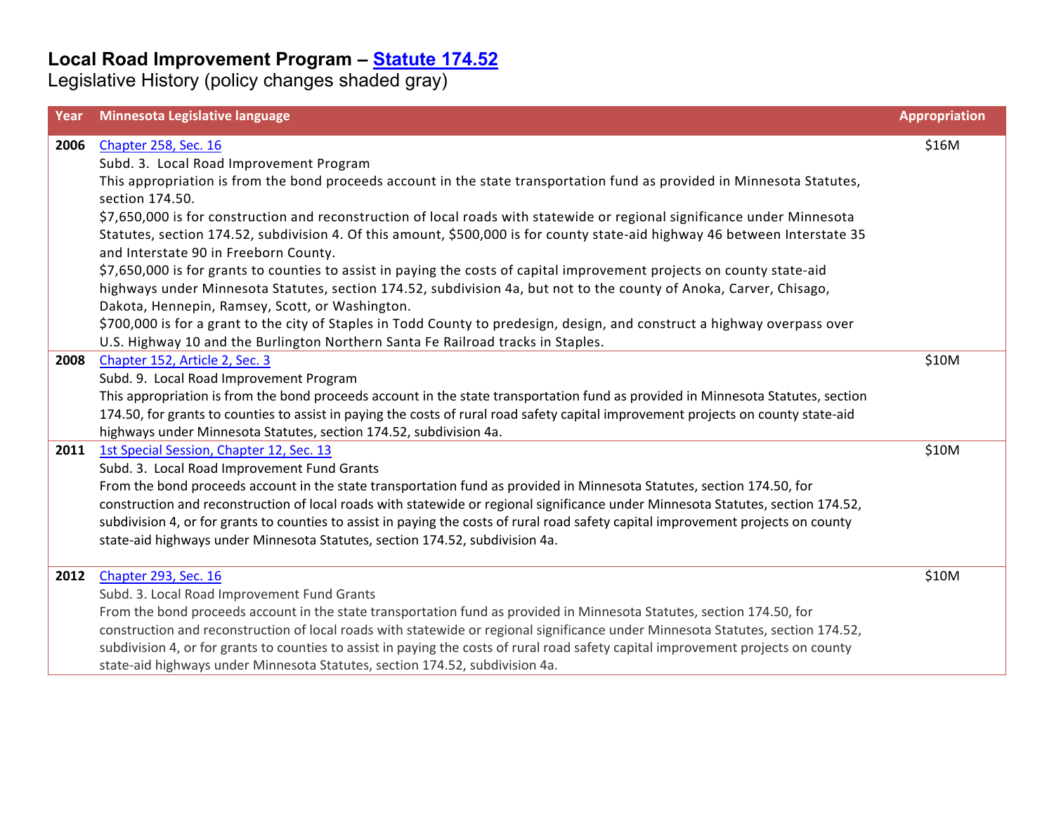## Local Road Improvement Program – [Statute 174.52]

Legislative History (policy changes shaded gray)

| Year | Minnesota Legislative language | Appropriation |
|---|---|---|
| **2006** | [Chapter 258, Sec. 16]<br>Subd. 3. Local Road Improvement Program<br>This appropriation is from the bond proceeds account in the state transportation fund as provided in Minnesota Statutes, section 174.50.<br>$7,650,000 is for construction and reconstruction of local roads with statewide or regional significance under Minnesota Statutes, section 174.52, subdivision 4. Of this amount, $500,000 is for county state-aid highway 46 between Interstate 35 and Interstate 90 in Freeborn County.<br>$7,650,000 is for grants to counties to assist in paying the costs of capital improvement projects on county state-aid highways under Minnesota Statutes, section 174.52, subdivision 4a, but not to the county of Anoka, Carver, Chisago, Dakota, Hennepin, Ramsey, Scott, or Washington.<br>$700,000 is for a grant to the city of Staples in Todd County to predesign, design, and construct a highway overpass over U.S. Highway 10 and the Burlington Northern Santa Fe Railroad tracks in Staples. | $16M |
| **2008** | [Chapter 152, Article 2, Sec. 3]<br>Subd. 9. Local Road Improvement Program<br>This appropriation is from the bond proceeds account in the state transportation fund as provided in Minnesota Statutes, section 174.50, for grants to counties to assist in paying the costs of rural road safety capital improvement projects on county state-aid highways under Minnesota Statutes, section 174.52, subdivision 4a. | $10M |
| **2011** | [1st Special Session, Chapter 12, Sec. 13]<br>Subd. 3. Local Road Improvement Fund Grants<br>From the bond proceeds account in the state transportation fund as provided in Minnesota Statutes, section 174.50, for construction and reconstruction of local roads with statewide or regional significance under Minnesota Statutes, section 174.52, subdivision 4, or for grants to counties to assist in paying the costs of rural road safety capital improvement projects on county state-aid highways under Minnesota Statutes, section 174.52, subdivision 4a. | $10M |
| **2012** | [Chapter 293, Sec. 16]<br>Subd. 3. Local Road Improvement Fund Grants<br>From the bond proceeds account in the state transportation fund as provided in Minnesota Statutes, section 174.50, for construction and reconstruction of local roads with statewide or regional significance under Minnesota Statutes, section 174.52, subdivision 4, or for grants to counties to assist in paying the costs of rural road safety capital improvement projects on county state-aid highways under Minnesota Statutes, section 174.52, subdivision 4a. | $10M |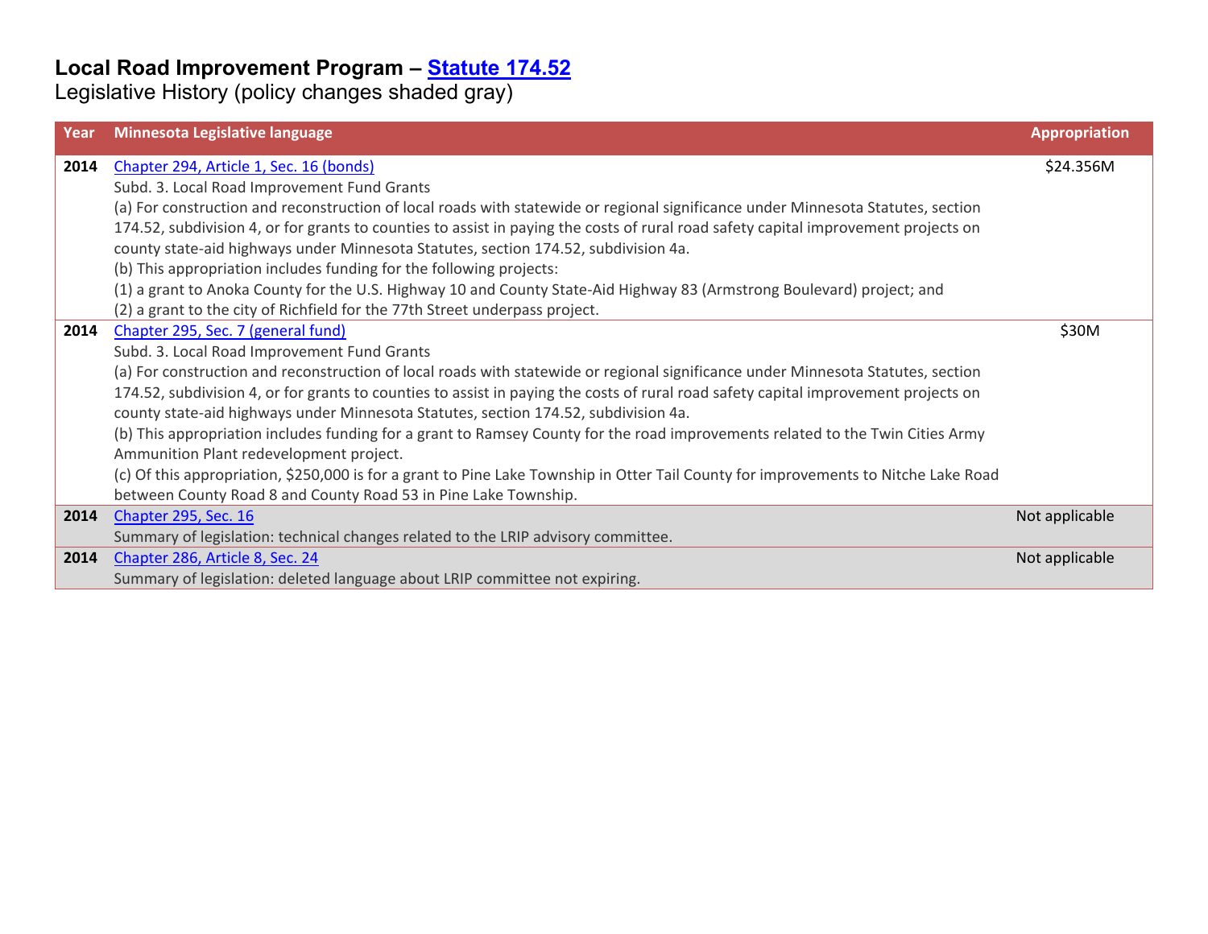# Local Road Improvement Program – Statute 174.52

Legislative History (policy changes shaded gray)

| Year | Minnesota Legislative language | Appropriation |
|---|---|---|
| **2014** | Chapter 294, Article 1, Sec. 16 (bonds)<br>Subd. 3. Local Road Improvement Fund Grants<br>(a) For construction and reconstruction of local roads with statewide or regional significance under Minnesota Statutes, section 174.52, subdivision 4, or for grants to counties to assist in paying the costs of rural road safety capital improvement projects on county state-aid highways under Minnesota Statutes, section 174.52, subdivision 4a.<br>(b) This appropriation includes funding for the following projects:<br>(1) a grant to Anoka County for the U.S. Highway 10 and County State-Aid Highway 83 (Armstrong Boulevard) project; and<br>(2) a grant to the city of Richfield for the 77th Street underpass project. | $24.356M |
| **2014** | Chapter 295, Sec. 7 (general fund)<br>Subd. 3. Local Road Improvement Fund Grants<br>(a) For construction and reconstruction of local roads with statewide or regional significance under Minnesota Statutes, section 174.52, subdivision 4, or for grants to counties to assist in paying the costs of rural road safety capital improvement projects on county state-aid highways under Minnesota Statutes, section 174.52, subdivision 4a.<br>(b) This appropriation includes funding for a grant to Ramsey County for the road improvements related to the Twin Cities Army Ammunition Plant redevelopment project.<br>(c) Of this appropriation, $250,000 is for a grant to Pine Lake Township in Otter Tail County for improvements to Nitche Lake Road between County Road 8 and County Road 53 in Pine Lake Township. | $30M |
| **2014** | Chapter 295, Sec. 16<br>Summary of legislation: technical changes related to the LRIP advisory committee. | Not applicable |
| **2014** | Chapter 286, Article 8, Sec. 24<br>Summary of legislation: deleted language about LRIP committee not expiring. | Not applicable |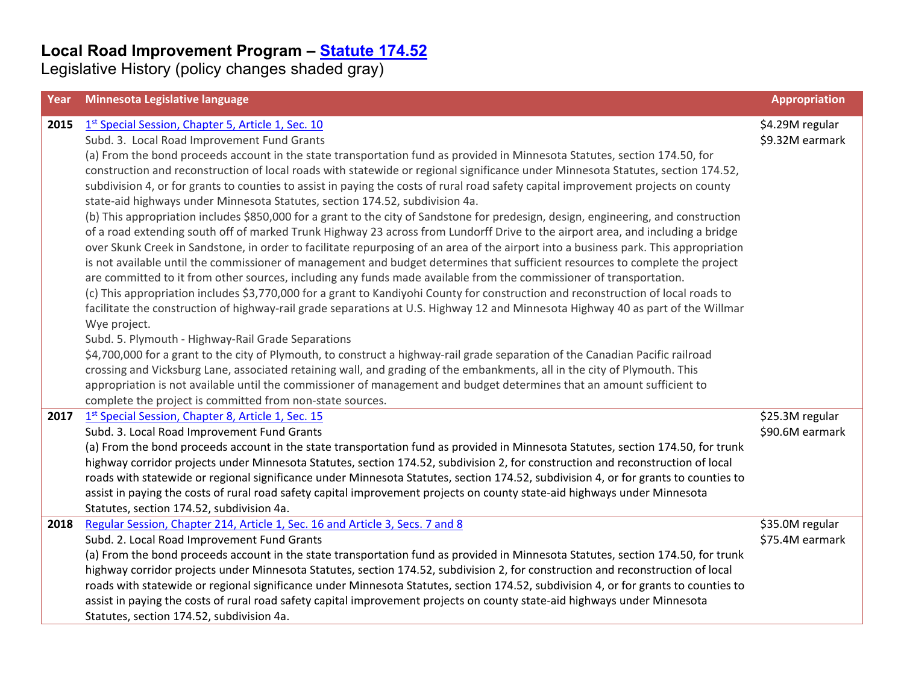# Local Road Improvement Program – [Statute 174.52]

Legislative History (policy changes shaded gray)

| Year | Minnesota Legislative language | Appropriation |
|---|---|---|
| **2015** | 1st Special Session, Chapter 5, Article 1, Sec. 10<br>Subd. 3. Local Road Improvement Fund Grants<br>(a) From the bond proceeds account in the state transportation fund as provided in Minnesota Statutes, section 174.50, for construction and reconstruction of local roads with statewide or regional significance under Minnesota Statutes, section 174.52, subdivision 4, or for grants to counties to assist in paying the costs of rural road safety capital improvement projects on county state-aid highways under Minnesota Statutes, section 174.52, subdivision 4a.<br>(b) This appropriation includes $850,000 for a grant to the city of Sandstone for predesign, design, engineering, and construction of a road extending south off of marked Trunk Highway 23 across from Lundorff Drive to the airport area, and including a bridge over Skunk Creek in Sandstone, in order to facilitate repurposing of an area of the airport into a business park. This appropriation is not available until the commissioner of management and budget determines that sufficient resources to complete the project are committed to it from other sources, including any funds made available from the commissioner of transportation.<br>(c) This appropriation includes $3,770,000 for a grant to Kandiyohi County for construction and reconstruction of local roads to facilitate the construction of highway-rail grade separations at U.S. Highway 12 and Minnesota Highway 40 as part of the Willmar Wye project.<br>Subd. 5. Plymouth - Highway-Rail Grade Separations<br>$4,700,000 for a grant to the city of Plymouth, to construct a highway-rail grade separation of the Canadian Pacific railroad crossing and Vicksburg Lane, associated retaining wall, and grading of the embankments, all in the city of Plymouth. This appropriation is not available until the commissioner of management and budget determines that an amount sufficient to complete the project is committed from non-state sources. | $4.29M regular<br>$9.32M earmark |
| **2017** | 1st Special Session, Chapter 8, Article 1, Sec. 15<br>Subd. 3. Local Road Improvement Fund Grants<br>(a) From the bond proceeds account in the state transportation fund as provided in Minnesota Statutes, section 174.50, for trunk highway corridor projects under Minnesota Statutes, section 174.52, subdivision 2, for construction and reconstruction of local roads with statewide or regional significance under Minnesota Statutes, section 174.52, subdivision 4, or for grants to counties to assist in paying the costs of rural road safety capital improvement projects on county state-aid highways under Minnesota Statutes, section 174.52, subdivision 4a. | $25.3M regular<br>$90.6M earmark |
| **2018** | Regular Session, Chapter 214, Article 1, Sec. 16 and Article 3, Secs. 7 and 8<br>Subd. 2. Local Road Improvement Fund Grants<br>(a) From the bond proceeds account in the state transportation fund as provided in Minnesota Statutes, section 174.50, for trunk highway corridor projects under Minnesota Statutes, section 174.52, subdivision 2, for construction and reconstruction of local roads with statewide or regional significance under Minnesota Statutes, section 174.52, subdivision 4, or for grants to counties to assist in paying the costs of rural road safety capital improvement projects on county state-aid highways under Minnesota Statutes, section 174.52, subdivision 4a. | $35.0M regular<br>$75.4M earmark |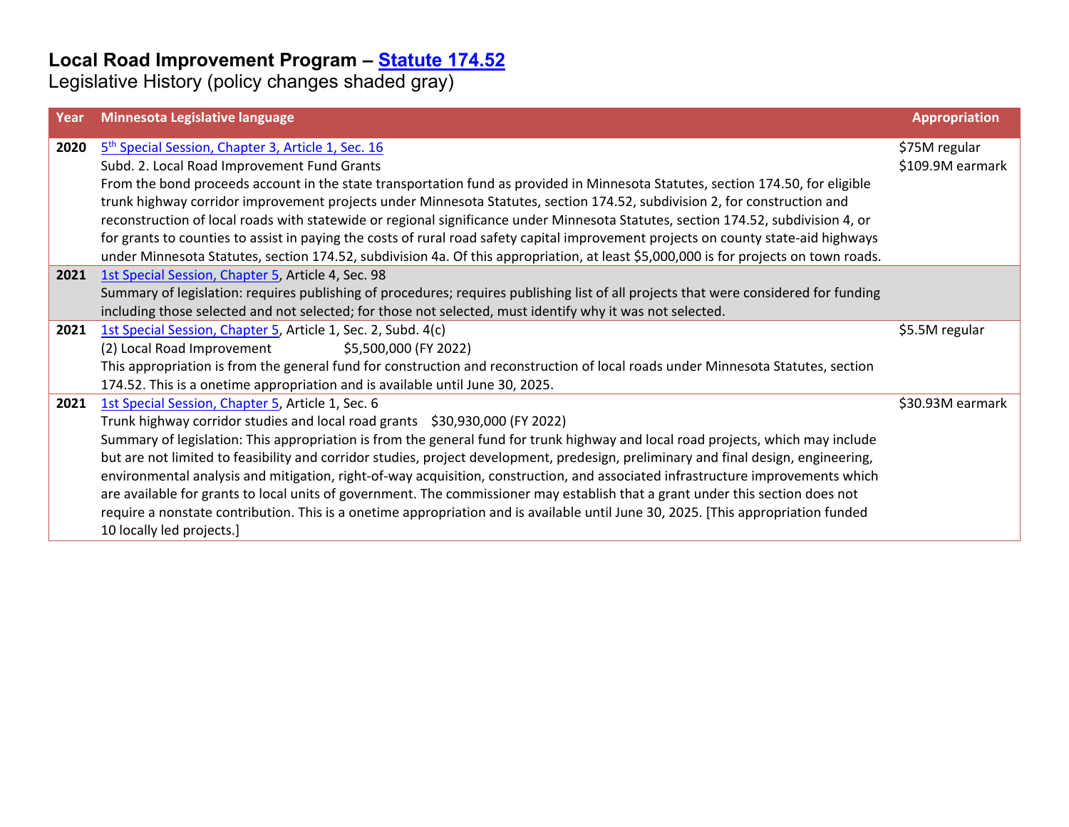# Local Road Improvement Program – [Statute 174.52]

Legislative History (policy changes shaded gray)

| Year | Minnesota Legislative language | Appropriation |
|---|---|---|
| **2020** | 5th Special Session, Chapter 3, Article 1, Sec. 16<br>Subd. 2. Local Road Improvement Fund Grants<br>From the bond proceeds account in the state transportation fund as provided in Minnesota Statutes, section 174.50, for eligible trunk highway corridor improvement projects under Minnesota Statutes, section 174.52, subdivision 2, for construction and reconstruction of local roads with statewide or regional significance under Minnesota Statutes, section 174.52, subdivision 4, or for grants to counties to assist in paying the costs of rural road safety capital improvement projects on county state-aid highways under Minnesota Statutes, section 174.52, subdivision 4a. Of this appropriation, at least $5,000,000 is for projects on town roads. | $75M regular<br>$109.9M earmark |
| **2021** | 1st Special Session, Chapter 5, Article 4, Sec. 98<br>Summary of legislation: requires publishing of procedures; requires publishing list of all projects that were considered for funding including those selected and not selected; for those not selected, must identify why it was not selected. | |
| **2021** | 1st Special Session, Chapter 5, Article 1, Sec. 2, Subd. 4(c)<br>(2) Local Road Improvement $5,500,000 (FY 2022)<br>This appropriation is from the general fund for construction and reconstruction of local roads under Minnesota Statutes, section 174.52. This is a onetime appropriation and is available until June 30, 2025. | $5.5M regular |
| **2021** | 1st Special Session, Chapter 5, Article 1, Sec. 6<br>Trunk highway corridor studies and local road grants $30,930,000 (FY 2022)<br>Summary of legislation: This appropriation is from the general fund for trunk highway and local road projects, which may include but are not limited to feasibility and corridor studies, project development, predesign, preliminary and final design, engineering, environmental analysis and mitigation, right-of-way acquisition, construction, and associated infrastructure improvements which are available for grants to local units of government. The commissioner may establish that a grant under this section does not require a nonstate contribution. This is a onetime appropriation and is available until June 30, 2025. [This appropriation funded 10 locally led projects.] | $30.93M earmark |